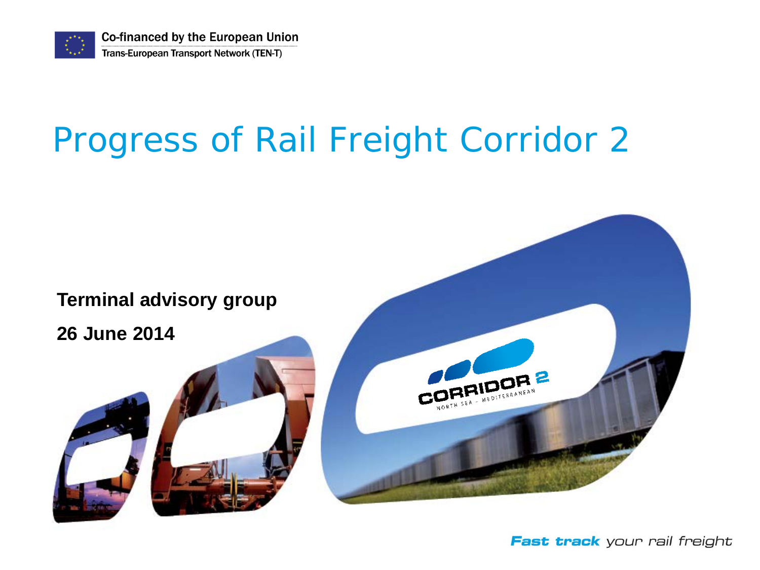Co-financed by the European Union

Trans-European Transport Network (TEN-T)

# Progress of Rail Freight Corridor 2

**Terminal advisory group**

**26 June 2014**

CORRIDOR 2 NORTH SEA – MEDITERRANEAN

***Fast track*** *your rail freight*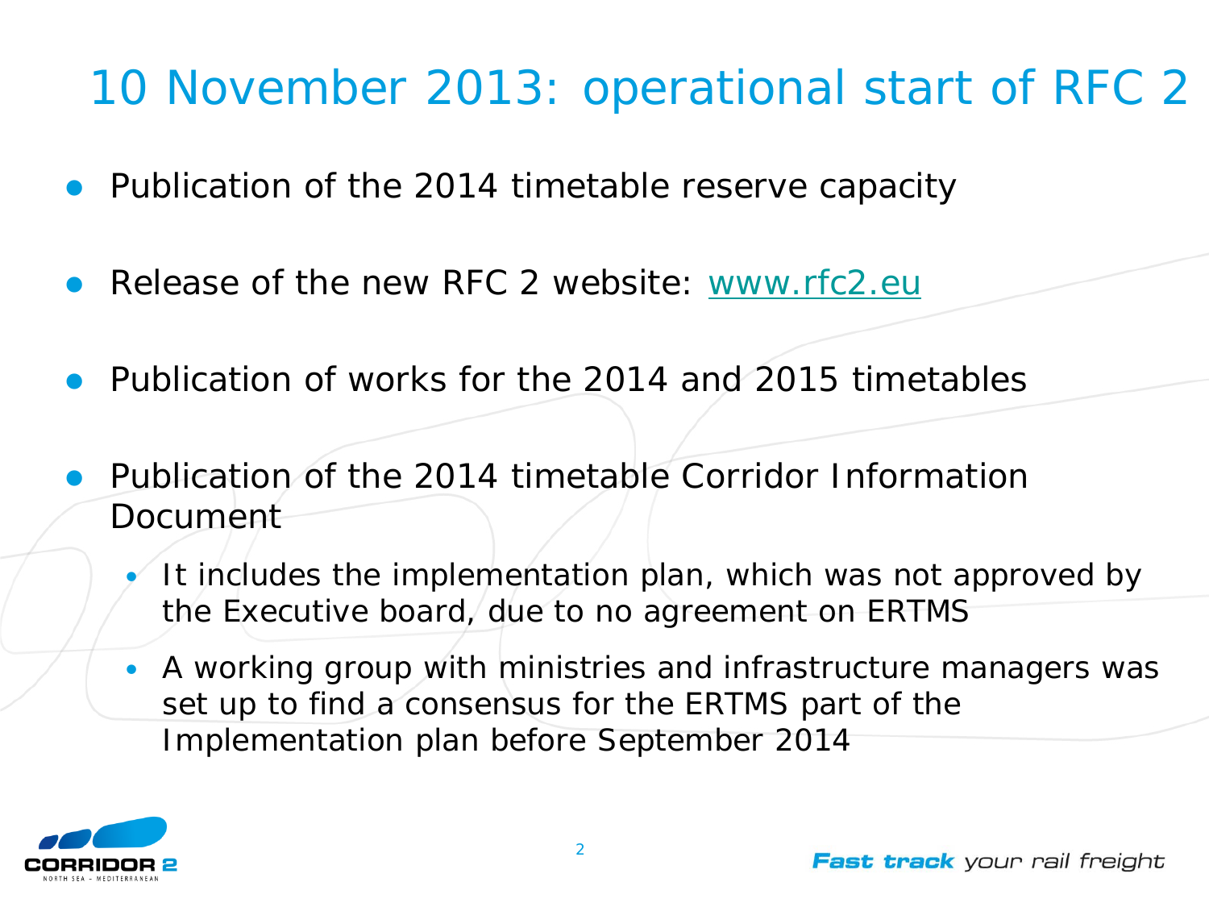# 10 November 2013: operational start of RFC 2

- Publication of the 2014 timetable reserve capacity
- Release of the new RFC 2 website: www.rfc2.eu
- Publication of works for the 2014 and 2015 timetables
- Publication of the 2014 timetable Corridor Information Document
  - It includes the implementation plan, which was not approved by the Executive board, due to no agreement on ERTMS
  - A working group with ministries and infrastructure managers was set up to find a consensus for the ERTMS part of the Implementation plan before September 2014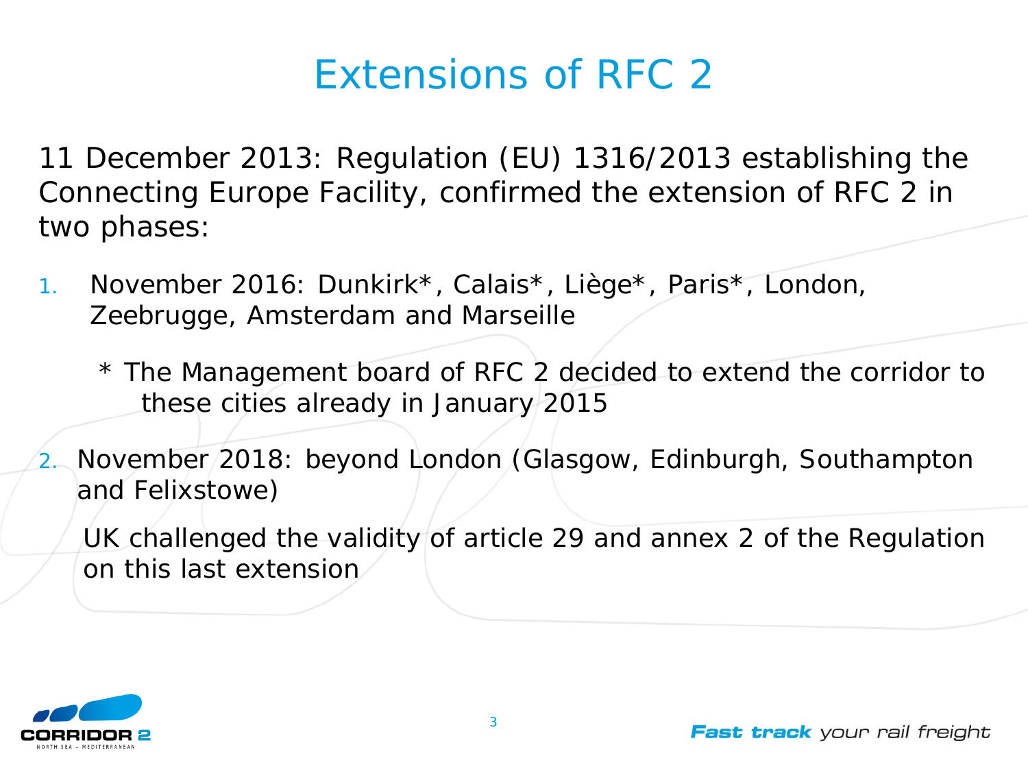# Extensions of RFC 2

11 December 2013: Regulation (EU) 1316/2013 establishing the Connecting Europe Facility, confirmed the extension of RFC 2 in two phases:

1. November 2016: Dunkirk*, Calais*, Liège*, Paris*, London, Zeebrugge, Amsterdam and Marseille

   * The Management board of RFC 2 decided to extend the corridor to these cities already in January 2015

2. November 2018: beyond London (Glasgow, Edinburgh, Southampton and Felixstowe)

   UK challenged the validity of article 29 and annex 2 of the Regulation on this last extension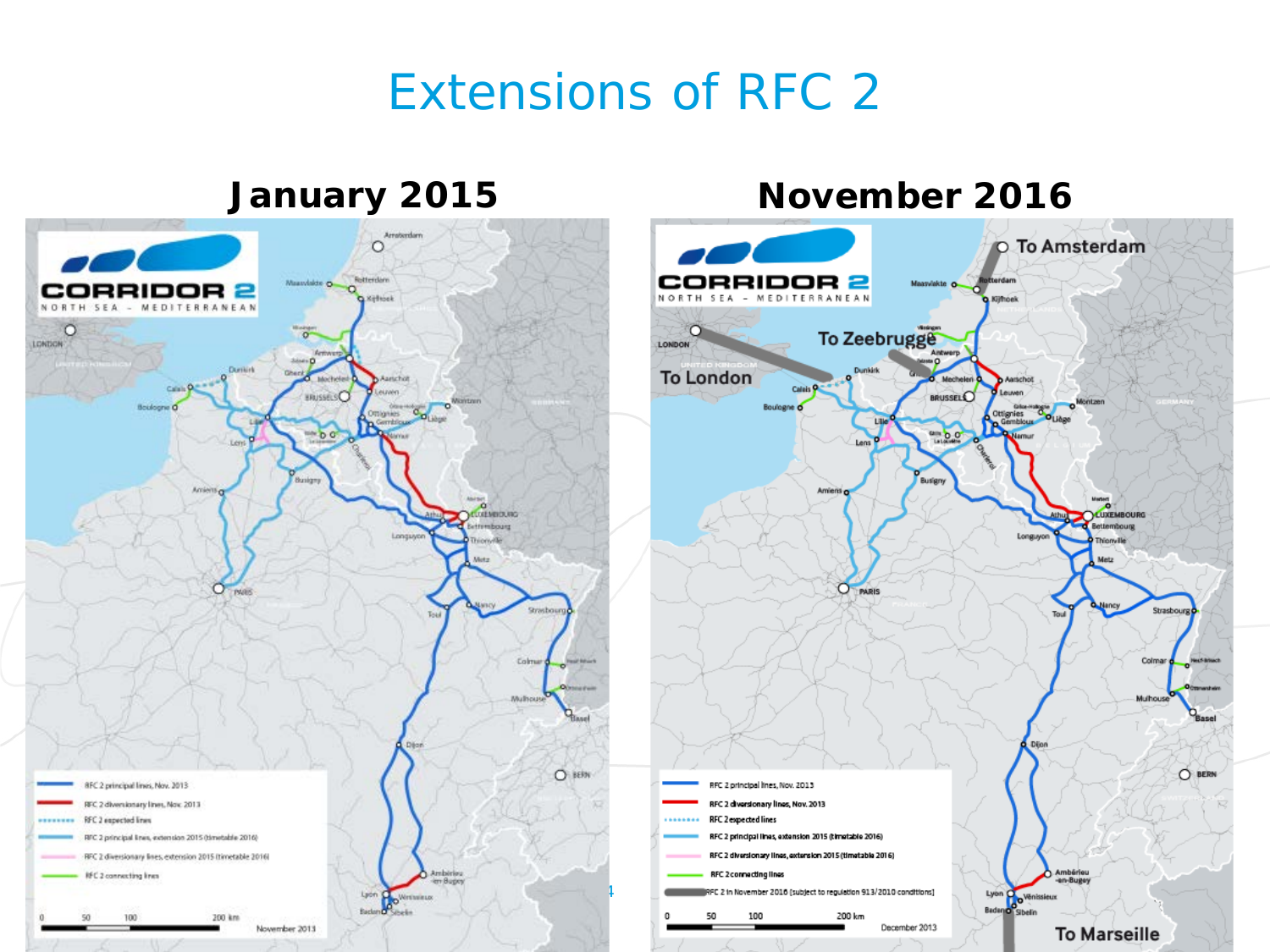# Extensions of RFC 2

## January 2015

CORRIDOR 2
NORTH SEA – MEDITERRANEAN

- RFC 2 principal lines, Nov. 2013
- RFC 2 diversionary lines, Nov. 2013
- RFC 2 expected lines
- RFC 2 principal lines, extension 2015 (timetable 2016)
- RFC 2 diversionary lines, extension 2015 (timetable 2016)
- RFC 2 connecting lines

0 50 100 200 km

November 2013

## November 2016

CORRIDOR 2
NORTH SEA – MEDITERRANEAN

To Amsterdam

To Zeebrugge

To London

To Marseille

- RFC 2 principal lines, Nov. 2013
- RFC 2 diversionary lines, Nov. 2013
- RFC 2 expected lines
- RFC 2 principal lines, extension 2015 (timetable 2016)
- RFC 2 diversionary lines, extension 2015 (timetable 2016)
- RFC 2 connecting lines
- RFC 2 in November 2016 (subject to regulation 913/2010 conditions)

0 50 100 200 km

December 2013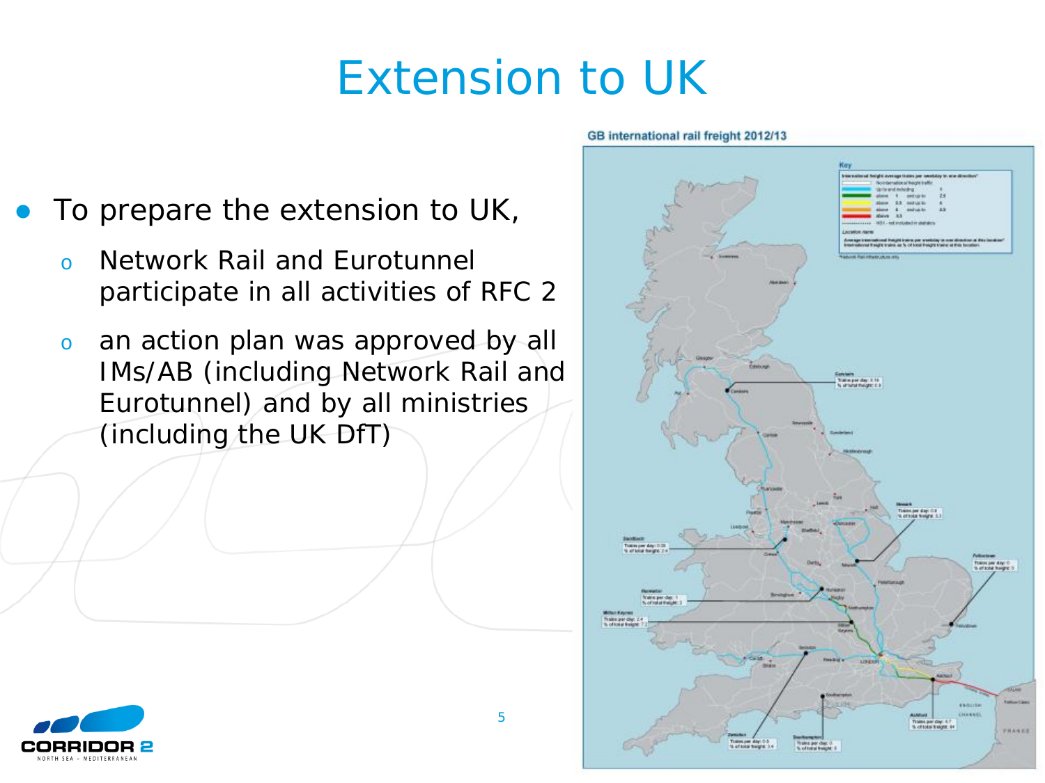# Extension to UK

- To prepare the extension to UK,
  - Network Rail and Eurotunnel participate in all activities of RFC 2
  - an action plan was approved by all IMs/AB (including Network Rail and Eurotunnel) and by all ministries (including the UK DfT)

GB international rail freight 2012/13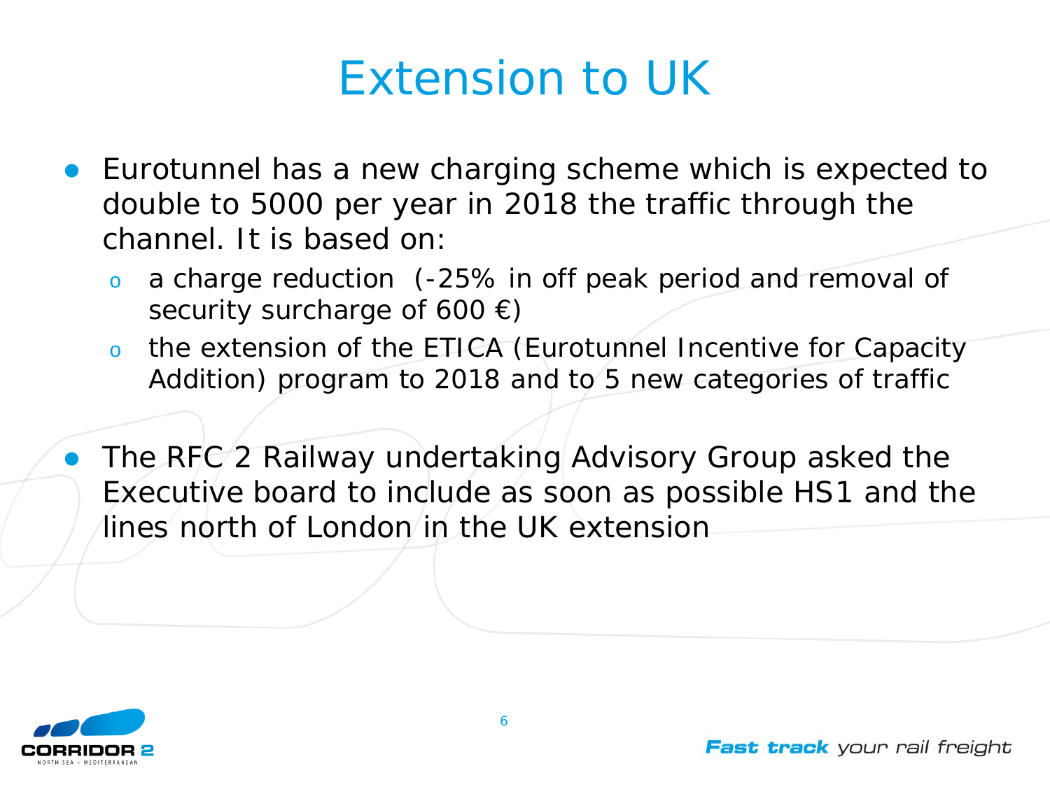# Extension to UK

- Eurotunnel has a new charging scheme which is expected to double to 5000 per year in 2018 the traffic through the channel. It is based on:
  - a charge reduction (-25% in off peak period and removal of security surcharge of 600 €)
  - the extension of the ETICA (Eurotunnel Incentive for Capacity Addition) program to 2018 and to 5 new categories of traffic

- The RFC 2 Railway undertaking Advisory Group asked the Executive board to include as soon as possible HS1 and the lines north of London in the UK extension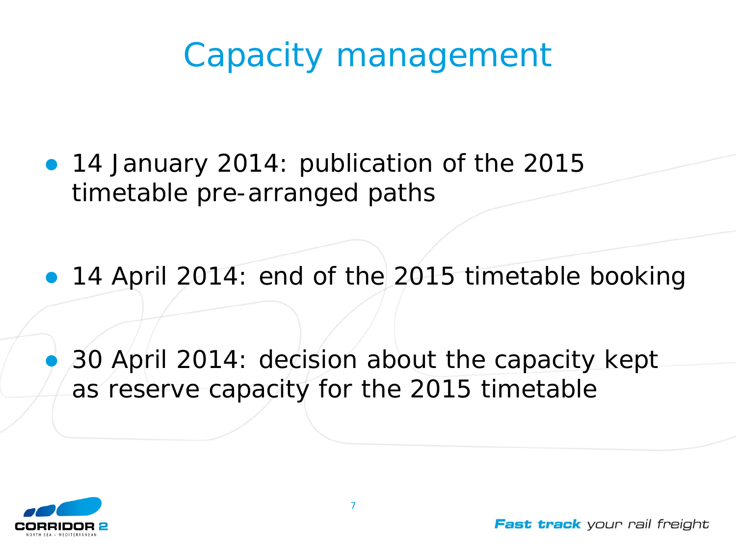# Capacity management

- 14 January 2014: publication of the 2015 timetable pre-arranged paths

- 14 April 2014: end of the 2015 timetable booking

- 30 April 2014: decision about the capacity kept as reserve capacity for the 2015 timetable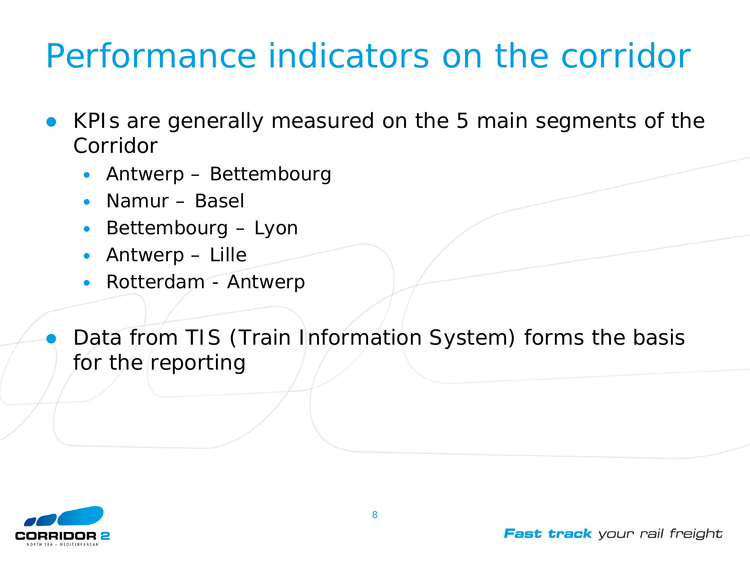# Performance indicators on the corridor

- KPIs are generally measured on the 5 main segments of the Corridor
  - Antwerp – Bettembourg
  - Namur – Basel
  - Bettembourg – Lyon
  - Antwerp – Lille
  - Rotterdam - Antwerp
- Data from TIS (Train Information System) forms the basis for the reporting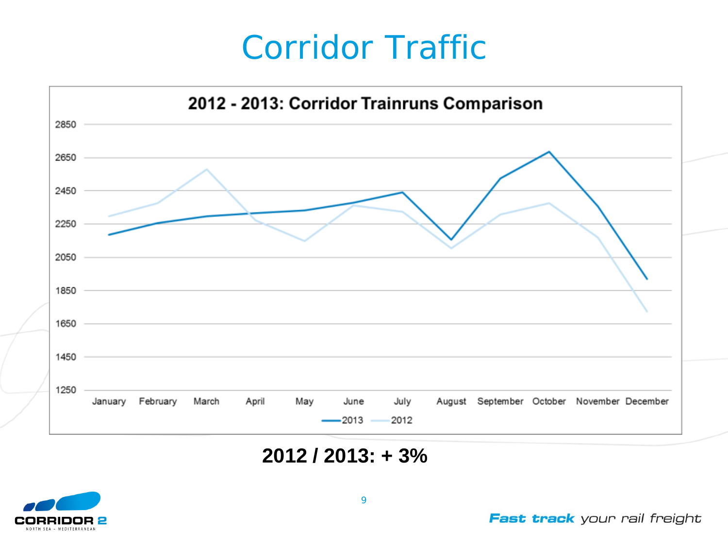# Corridor Traffic

**2012 - 2013: Corridor Trainruns Comparison**

**2012 / 2013: + 3%**

***Fast track*** *your rail freight*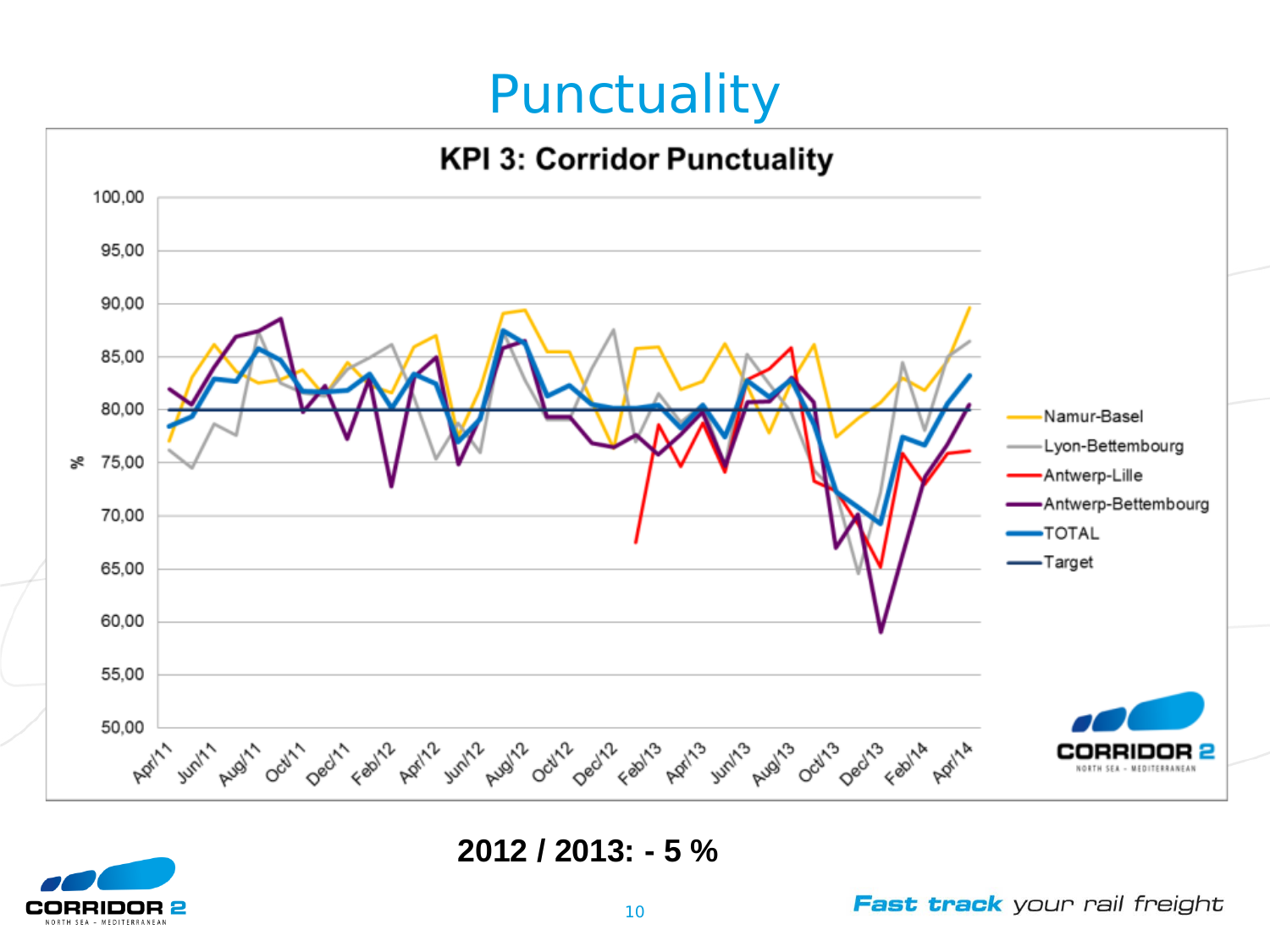# Punctuality

**KPI 3: Corridor Punctuality**

Y-axis: % (50,00 – 100,00)

X-axis: Apr/11, Jun/11, Aug/11, Oct/11, Dec/11, Feb/12, Apr/12, Jun/12, Aug/12, Oct/12, Dec/12, Feb/13, Apr/13, Jun/13, Aug/13, Oct/13, Dec/13, Feb/14, Apr/14

Legend: Namur-Basel, Lyon-Bettembourg, Antwerp-Lille, Antwerp-Bettembourg, TOTAL, Target

**2012 / 2013: - 5 %**

*Fast track* your rail freight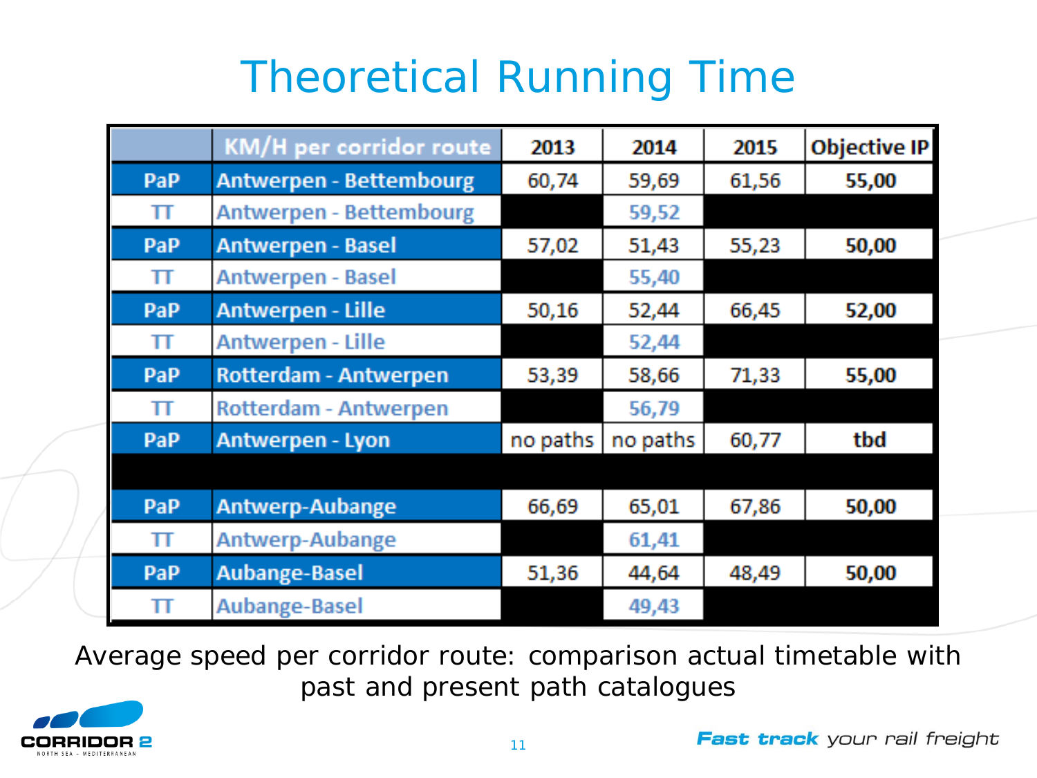# Theoretical Running Time

| | KM/H per corridor route | 2013 | 2014 | 2015 | Objective IP |
|---|---|---|---|---|---|
| PaP | Antwerpen - Bettembourg | 60,74 | 59,69 | 61,56 | 55,00 |
| TT | Antwerpen - Bettembourg | | 59,52 | | |
| PaP | Antwerpen - Basel | 57,02 | 51,43 | 55,23 | 50,00 |
| TT | Antwerpen - Basel | | 55,40 | | |
| PaP | Antwerpen - Lille | 50,16 | 52,44 | 66,45 | 52,00 |
| TT | Antwerpen - Lille | | 52,44 | | |
| PaP | Rotterdam - Antwerpen | 53,39 | 58,66 | 71,33 | 55,00 |
| TT | Rotterdam - Antwerpen | | 56,79 | | |
| PaP | Antwerpen - Lyon | no paths | no paths | 60,77 | tbd |
| | | | | | |
| PaP | Antwerp-Aubange | 66,69 | 65,01 | 67,86 | 50,00 |
| TT | Antwerp-Aubange | | 61,41 | | |
| PaP | Aubange-Basel | 51,36 | 44,64 | 48,49 | 50,00 |
| TT | Aubange-Basel | | 49,43 | | |

Average speed per corridor route: comparison actual timetable with past and present path catalogues

CORRIDOR 2 NORTH SEA - MEDITERRANEAN

*Fast track your rail freight*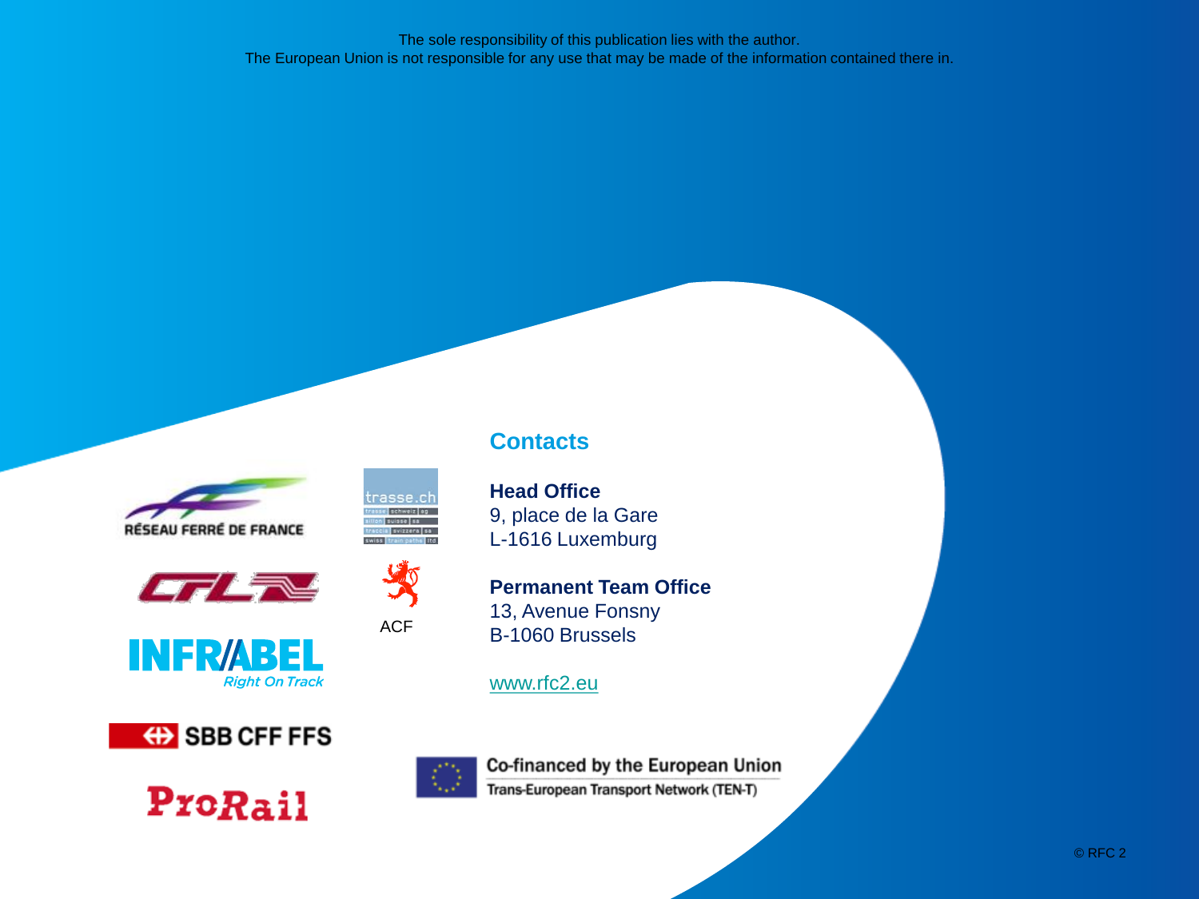The sole responsibility of this publication lies with the author.
The European Union is not responsible for any use that may be made of the information contained there in.

RÉSEAU FERRÉ DE FRANCE

trasse.ch

ACF

INFRABEL
Right On Track

SBB CFF FFS

ProRail

## Contacts

**Head Office**
9, place de la Gare
L-1616 Luxemburg

**Permanent Team Office**
13, Avenue Fonsny
B-1060 Brussels

www.rfc2.eu

Co-financed by the European Union
Trans-European Transport Network (TEN-T)

© RFC 2